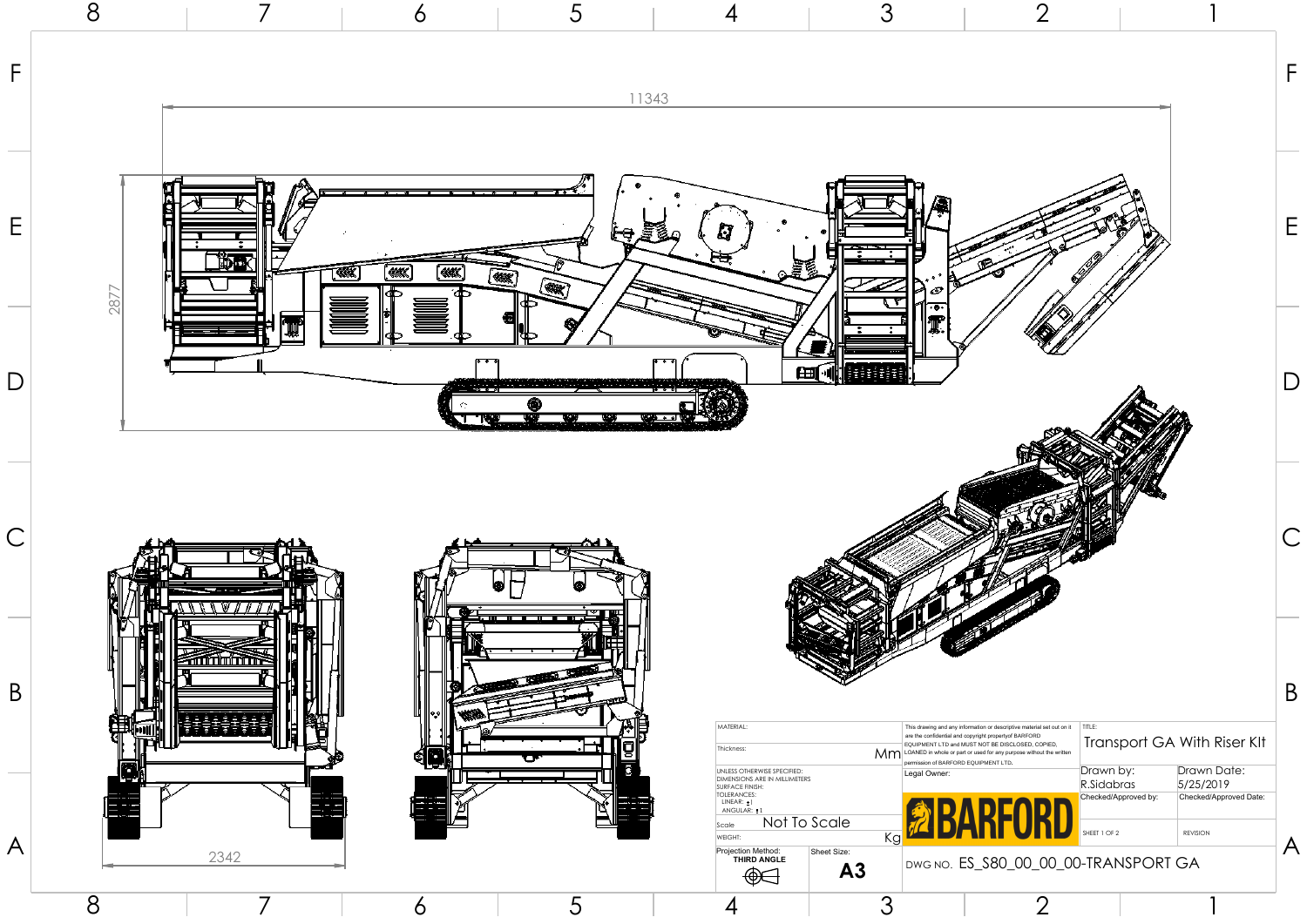11343

2877

2342

| MATERIAL: | This drawing and any information or descriptive material set out on it are the confidential and copyright property of BARFORD EQUIPMENT LTD and MUST NOT BE DISCLOSED, COPIED, LOANED in whole or part or used for any purpose without the written permission of BARFORD EQUIPMENT LTD. | TITLE: Transport GA With Riser Kit | |
|---|---|---|---|
| Thickness: Mm | | | |
| UNLESS OTHERWISE SPECIFIED: DIMENSIONS ARE IN MILLIMETERS SURFACE FINISH: TOLERANCES: LINEAR: ±1 ANGULAR: ±1 | Legal Owner: BARFORD | Drawn by: R.Sidabras | Drawn Date: 5/25/2019 |
| | | Checked/Approved by: | Checked/Approved Date: |
| Scale Not To Scale | | SHEET 1 OF 2 | REVISION |
| WEIGHT: Kg | | | |
| Projection Method: THIRD ANGLE | Sheet Size: A3 | DWG NO. ES_S80_00_00_00-TRANSPORT GA | |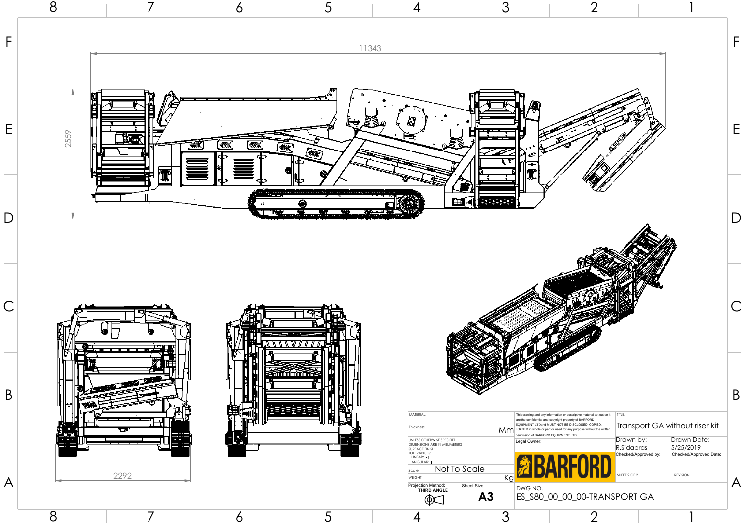11343

2559

2292

| | | | |
|---|---|---|---|
| MATERIAL: | This drawing and any information or descriptive material set out on it are the confidential and copyright property of BARFORD EQUIPMENT LTDand MUST NOT BE DISCLOSED, COPIED, LOANED in whole or part or used for any purpose without the written permission of BARFORD EQUIPMENT LTD. | TITLE: Transport GA without riser kit | |
| Thickness: Mm | | | |
| UNLESS OTHERWISE SPECIFIED: DIMENSIONS ARE IN MILLIMETERS SURFACE FINISH: TOLERANCES: LINEAR: ±1 ANGULAR: ±1 | Legal Owner: BARFORD | Drawn by: R.Sidabras | Drawn Date: 5/25/2019 |
| | | Checked/Approved by: | Checked/Approved Date: |
| Scale Not To Scale | | SHEET 2 OF 2 | REVISION |
| WEIGHT: Kg | | | |
| Projection Method: THIRD ANGLE | Sheet Size: A3 | DWG NO. ES_S80_00_00_00-TRANSPORT GA | |